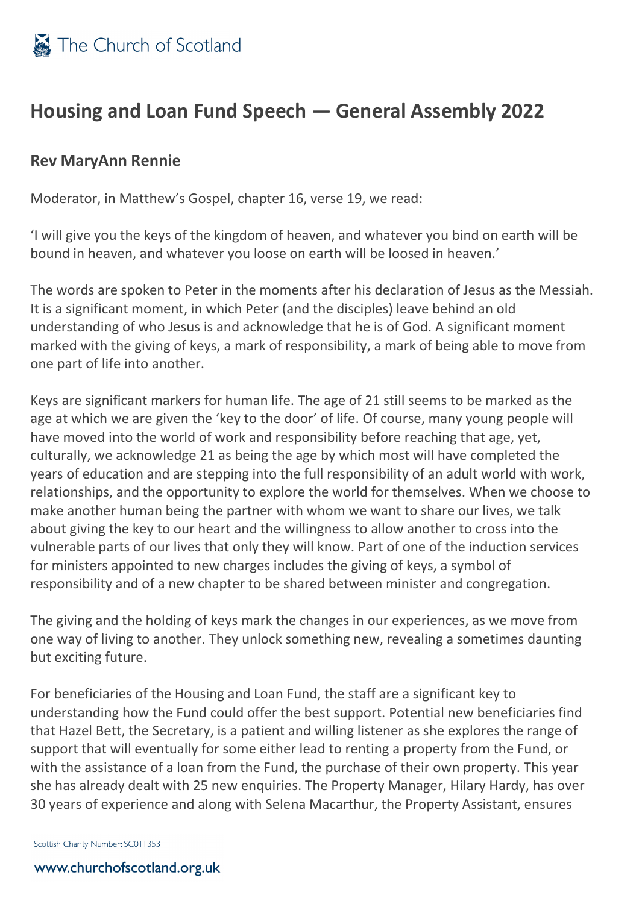# Housing and Loan Fund Speech — General Assembly 2022

## Rev MaryAnn Rennie

Moderator, in Matthew's Gospel, chapter 16, verse 19, we read:

'I will give you the keys of the kingdom of heaven, and whatever you bind on earth will be bound in heaven, and whatever you loose on earth will be loosed in heaven.'

The words are spoken to Peter in the moments after his declaration of Jesus as the Messiah. It is a significant moment, in which Peter (and the disciples) leave behind an old understanding of who Jesus is and acknowledge that he is of God. A significant moment marked with the giving of keys, a mark of responsibility, a mark of being able to move from one part of life into another.

Keys are significant markers for human life. The age of 21 still seems to be marked as the age at which we are given the 'key to the door' of life. Of course, many young people will have moved into the world of work and responsibility before reaching that age, yet, culturally, we acknowledge 21 as being the age by which most will have completed the years of education and are stepping into the full responsibility of an adult world with work, relationships, and the opportunity to explore the world for themselves. When we choose to make another human being the partner with whom we want to share our lives, we talk about giving the key to our heart and the willingness to allow another to cross into the vulnerable parts of our lives that only they will know. Part of one of the induction services for ministers appointed to new charges includes the giving of keys, a symbol of responsibility and of a new chapter to be shared between minister and congregation.

The giving and the holding of keys mark the changes in our experiences, as we move from one way of living to another. They unlock something new, revealing a sometimes daunting but exciting future.

For beneficiaries of the Housing and Loan Fund, the staff are a significant key to understanding how the Fund could offer the best support. Potential new beneficiaries find that Hazel Bett, the Secretary, is a patient and willing listener as she explores the range of support that will eventually for some either lead to renting a property from the Fund, or with the assistance of a loan from the Fund, the purchase of their own property. This year she has already dealt with 25 new enquiries. The Property Manager, Hilary Hardy, has over 30 years of experience and along with Selena Macarthur, the Property Assistant, ensures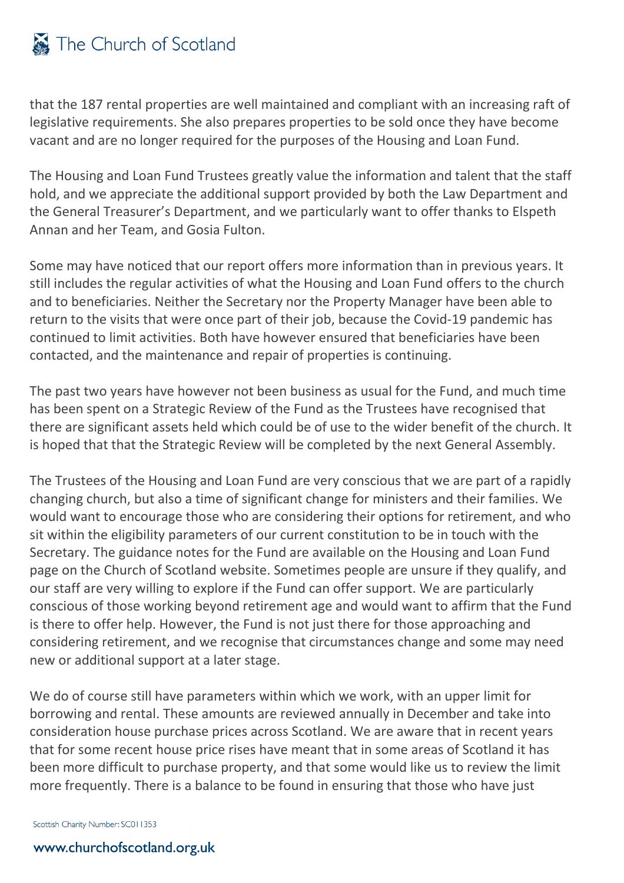that the 187 rental properties are well maintained and compliant with an increasing raft of legislative requirements. She also prepares properties to be sold once they have become vacant and are no longer required for the purposes of the Housing and Loan Fund.

The Housing and Loan Fund Trustees greatly value the information and talent that the staff hold, and we appreciate the additional support provided by both the Law Department and the General Treasurer's Department, and we particularly want to offer thanks to Elspeth Annan and her Team, and Gosia Fulton.

Some may have noticed that our report offers more information than in previous years. It still includes the regular activities of what the Housing and Loan Fund offers to the church and to beneficiaries. Neither the Secretary nor the Property Manager have been able to return to the visits that were once part of their job, because the Covid-19 pandemic has continued to limit activities. Both have however ensured that beneficiaries have been contacted, and the maintenance and repair of properties is continuing.

The past two years have however not been business as usual for the Fund, and much time has been spent on a Strategic Review of the Fund as the Trustees have recognised that there are significant assets held which could be of use to the wider benefit of the church. It is hoped that that the Strategic Review will be completed by the next General Assembly.

The Trustees of the Housing and Loan Fund are very conscious that we are part of a rapidly changing church, but also a time of significant change for ministers and their families. We would want to encourage those who are considering their options for retirement, and who sit within the eligibility parameters of our current constitution to be in touch with the Secretary. The guidance notes for the Fund are available on the Housing and Loan Fund page on the Church of Scotland website. Sometimes people are unsure if they qualify, and our staff are very willing to explore if the Fund can offer support. We are particularly conscious of those working beyond retirement age and would want to affirm that the Fund is there to offer help. However, the Fund is not just there for those approaching and considering retirement, and we recognise that circumstances change and some may need new or additional support at a later stage.

We do of course still have parameters within which we work, with an upper limit for borrowing and rental. These amounts are reviewed annually in December and take into consideration house purchase prices across Scotland. We are aware that in recent years that for some recent house price rises have meant that in some areas of Scotland it has been more difficult to purchase property, and that some would like us to review the limit more frequently. There is a balance to be found in ensuring that those who have just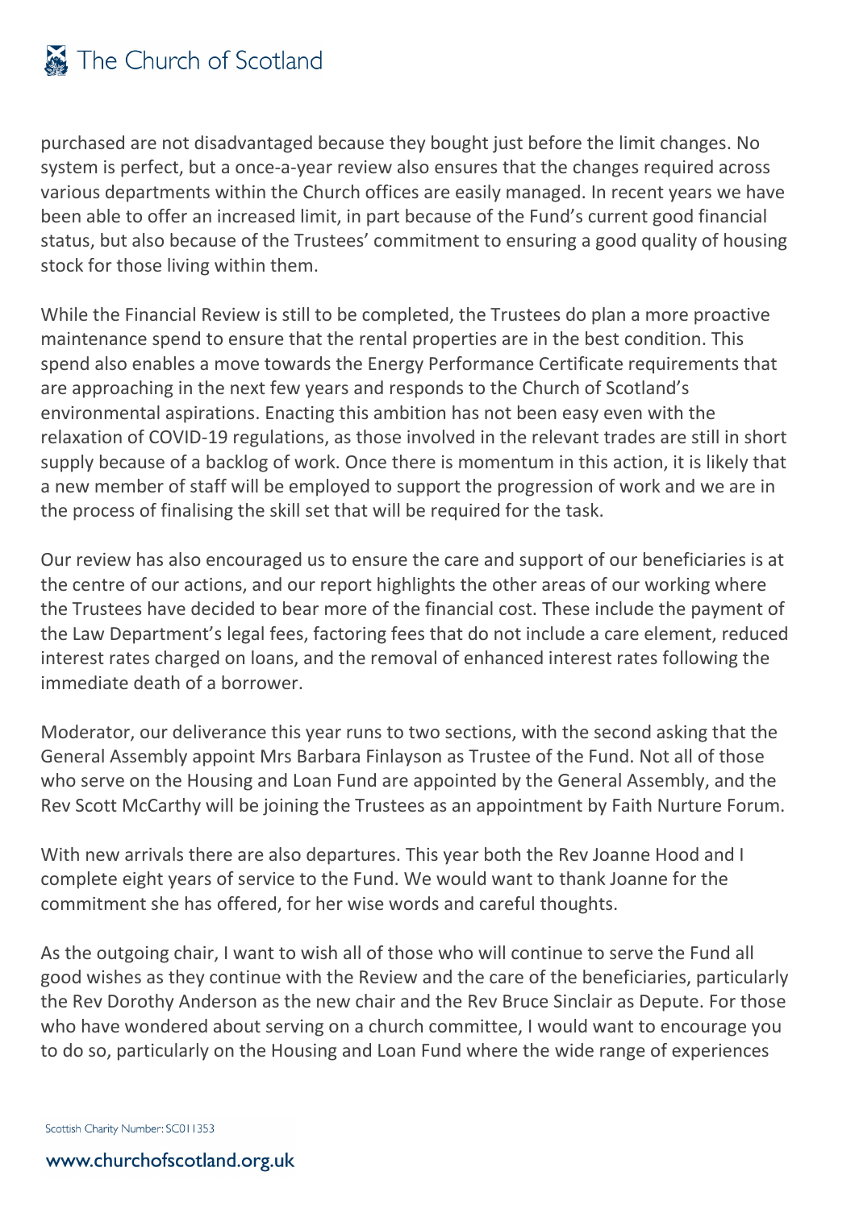purchased are not disadvantaged because they bought just before the limit changes. No system is perfect, but a once-a-year review also ensures that the changes required across various departments within the Church offices are easily managed. In recent years we have been able to offer an increased limit, in part because of the Fund's current good financial status, but also because of the Trustees' commitment to ensuring a good quality of housing stock for those living within them.

While the Financial Review is still to be completed, the Trustees do plan a more proactive maintenance spend to ensure that the rental properties are in the best condition. This spend also enables a move towards the Energy Performance Certificate requirements that are approaching in the next few years and responds to the Church of Scotland's environmental aspirations. Enacting this ambition has not been easy even with the relaxation of COVID-19 regulations, as those involved in the relevant trades are still in short supply because of a backlog of work. Once there is momentum in this action, it is likely that a new member of staff will be employed to support the progression of work and we are in the process of finalising the skill set that will be required for the task.

Our review has also encouraged us to ensure the care and support of our beneficiaries is at the centre of our actions, and our report highlights the other areas of our working where the Trustees have decided to bear more of the financial cost. These include the payment of the Law Department's legal fees, factoring fees that do not include a care element, reduced interest rates charged on loans, and the removal of enhanced interest rates following the immediate death of a borrower.

Moderator, our deliverance this year runs to two sections, with the second asking that the General Assembly appoint Mrs Barbara Finlayson as Trustee of the Fund. Not all of those who serve on the Housing and Loan Fund are appointed by the General Assembly, and the Rev Scott McCarthy will be joining the Trustees as an appointment by Faith Nurture Forum.

With new arrivals there are also departures. This year both the Rev Joanne Hood and I complete eight years of service to the Fund. We would want to thank Joanne for the commitment she has offered, for her wise words and careful thoughts.

As the outgoing chair, I want to wish all of those who will continue to serve the Fund all good wishes as they continue with the Review and the care of the beneficiaries, particularly the Rev Dorothy Anderson as the new chair and the Rev Bruce Sinclair as Depute. For those who have wondered about serving on a church committee, I would want to encourage you to do so, particularly on the Housing and Loan Fund where the wide range of experiences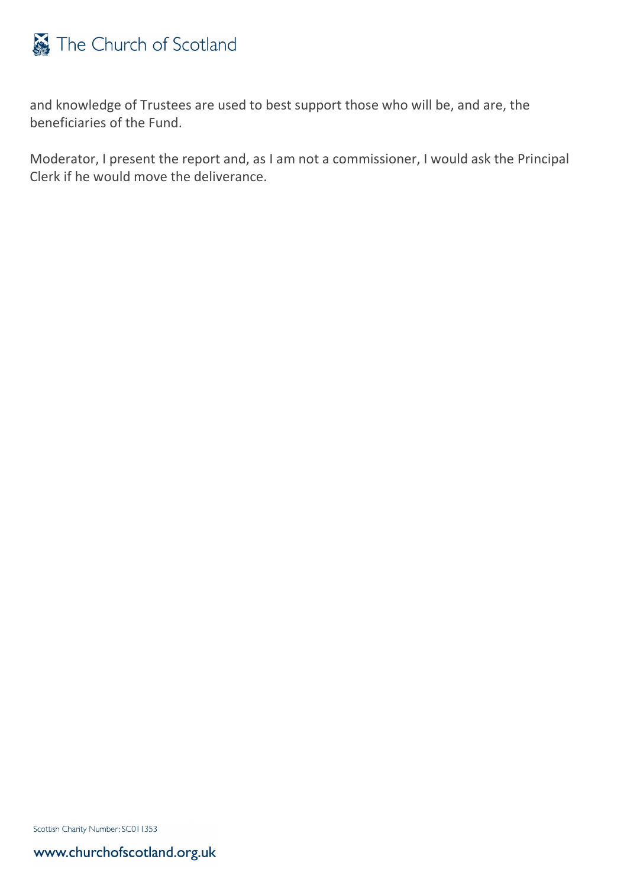and knowledge of Trustees are used to best support those who will be, and are, the beneficiaries of the Fund.

Moderator, I present the report and, as I am not a commissioner, I would ask the Principal Clerk if he would move the deliverance.